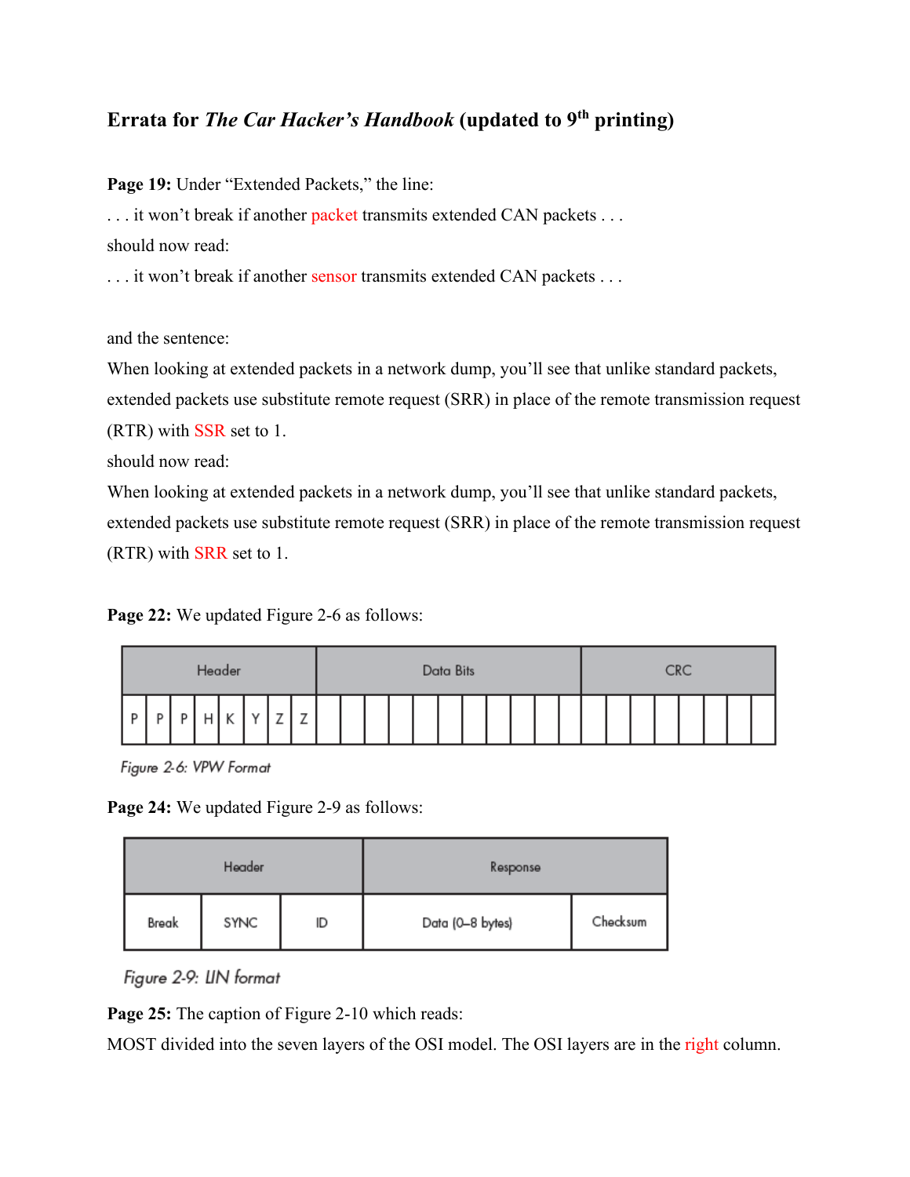# Errata for *The Car Hacker's Handbook* (updated to 9th printing)

**Page 19:** Under "Extended Packets," the line:

. . . it won't break if another packet transmits extended CAN packets . . .

should now read:

. . . it won't break if another sensor transmits extended CAN packets . . .

and the sentence:

When looking at extended packets in a network dump, you'll see that unlike standard packets, extended packets use substitute remote request (SRR) in place of the remote transmission request (RTR) with SSR set to 1.

should now read:

When looking at extended packets in a network dump, you'll see that unlike standard packets, extended packets use substitute remote request (SRR) in place of the remote transmission request (RTR) with SRR set to 1.

**Page 22:** We updated Figure 2-6 as follows:

| Header | | | | | | | | Data Bits | | | | | | | | | | | CRC | | | | | | | |
|---|---|---|---|---|---|---|---|---|---|---|---|---|---|---|---|---|---|---|---|---|---|---|---|---|---|---|
| P | P | P | H | K | Y | Z | Z | | | | | | | | | | | | | | | | | | | |

Figure 2-6: VPW Format

**Page 24:** We updated Figure 2-9 as follows:

| Header | | | Response | |
|---|---|---|---|---|
| Break | SYNC | ID | Data (0–8 bytes) | Checksum |

Figure 2-9: LIN format

**Page 25:** The caption of Figure 2-10 which reads:

MOST divided into the seven layers of the OSI model. The OSI layers are in the right column.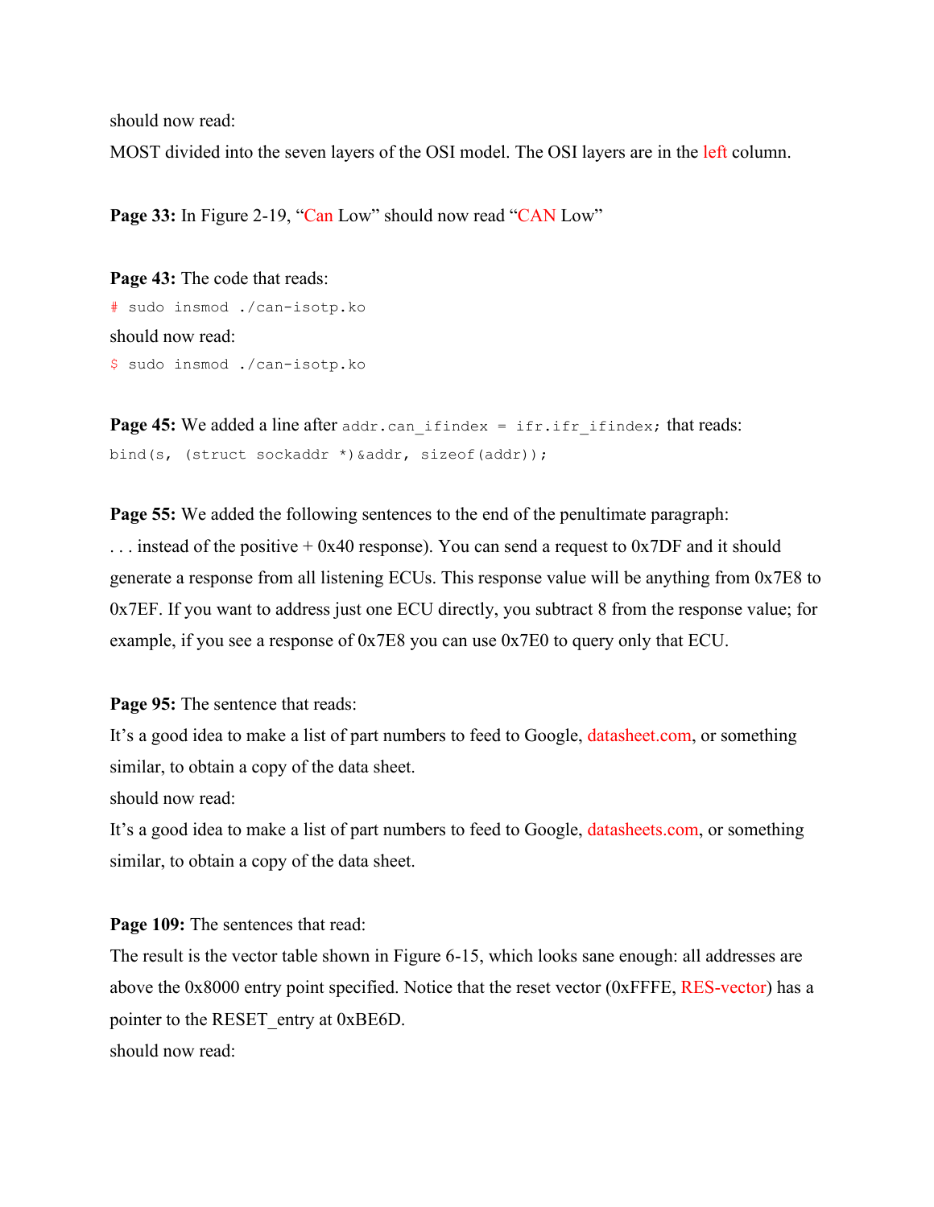should now read:

MOST divided into the seven layers of the OSI model. The OSI layers are in the left column.

**Page 33:** In Figure 2-19, "Can Low" should now read "CAN Low"

**Page 43:** The code that reads:

```
# sudo insmod ./can-isotp.ko
```

should now read:

```
$ sudo insmod ./can-isotp.ko
```

**Page 45:** We added a line after `addr.can_ifindex = ifr.ifr_ifindex;` that reads:

```
bind(s, (struct sockaddr *)&addr, sizeof(addr));
```

**Page 55:** We added the following sentences to the end of the penultimate paragraph:

. . . instead of the positive + 0x40 response). You can send a request to 0x7DF and it should generate a response from all listening ECUs. This response value will be anything from 0x7E8 to 0x7EF. If you want to address just one ECU directly, you subtract 8 from the response value; for example, if you see a response of 0x7E8 you can use 0x7E0 to query only that ECU.

**Page 95:** The sentence that reads:

It's a good idea to make a list of part numbers to feed to Google, datasheet.com, or something similar, to obtain a copy of the data sheet.

should now read:

It's a good idea to make a list of part numbers to feed to Google, datasheets.com, or something similar, to obtain a copy of the data sheet.

**Page 109:** The sentences that read:

The result is the vector table shown in Figure 6-15, which looks sane enough: all addresses are above the 0x8000 entry point specified. Notice that the reset vector (0xFFFE, RES-vector) has a pointer to the RESET_entry at 0xBE6D.

should now read: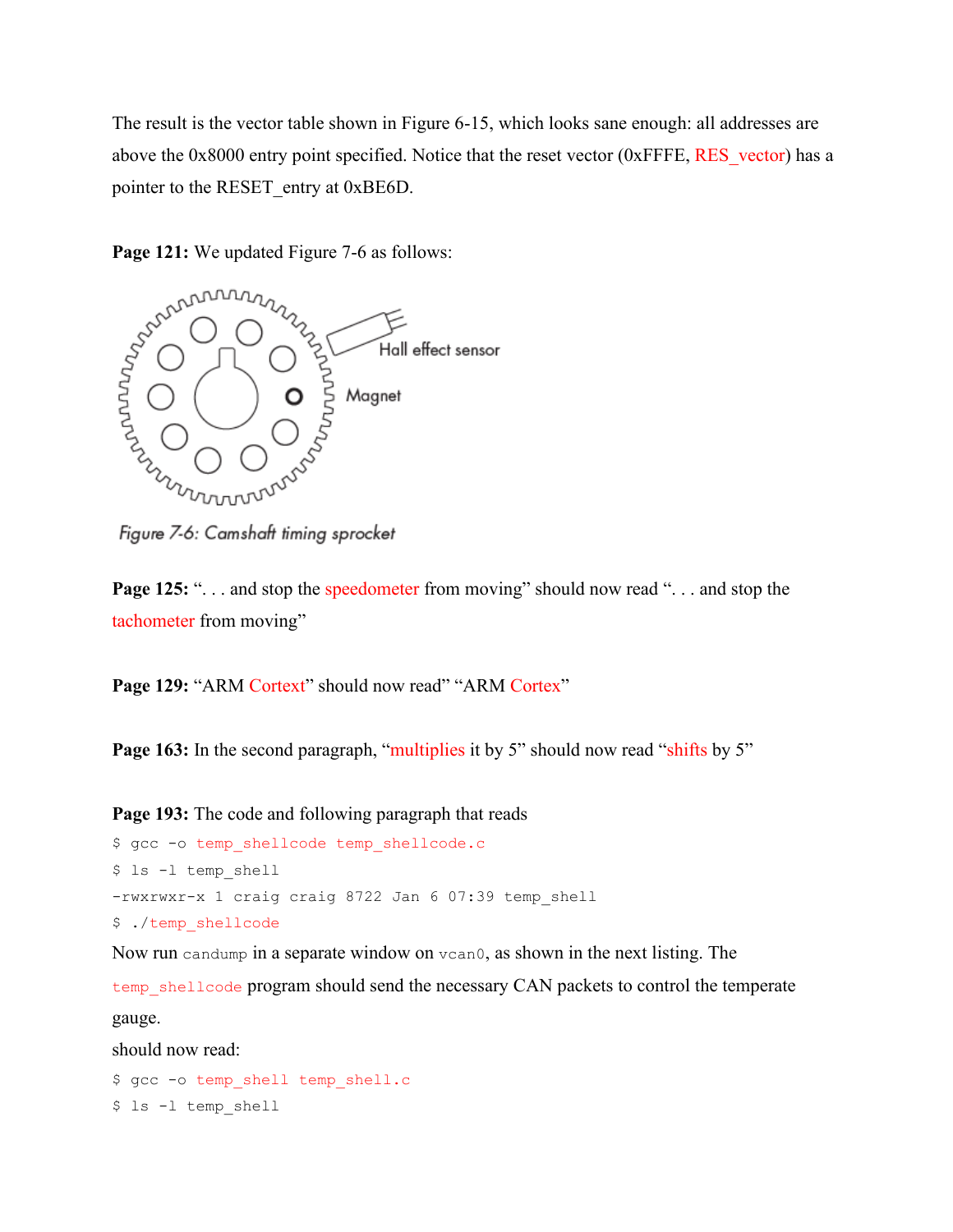The result is the vector table shown in Figure 6-15, which looks sane enough: all addresses are above the 0x8000 entry point specified. Notice that the reset vector (0xFFFE, RES_vector) has a pointer to the RESET_entry at 0xBE6D.

**Page 121:** We updated Figure 7-6 as follows:

Hall effect sensor

Magnet

Figure 7-6: Camshaft timing sprocket

**Page 125:** ". . . and stop the speedometer from moving" should now read ". . . and stop the tachometer from moving"

**Page 129:** "ARM Cortext" should now read" "ARM Cortex"

**Page 163:** In the second paragraph, "multiplies it by 5" should now read "shifts by 5"

**Page 193:** The code and following paragraph that reads

```
$ gcc -o temp_shellcode temp_shellcode.c
$ ls -l temp_shell
-rwxrwxr-x 1 craig craig 8722 Jan 6 07:39 temp_shell
$ ./temp_shellcode
```

Now run `candump` in a separate window on `vcan0`, as shown in the next listing. The `temp_shellcode` program should send the necessary CAN packets to control the temperate gauge.

should now read:

```
$ gcc -o temp_shell temp_shell.c
$ ls -l temp_shell
```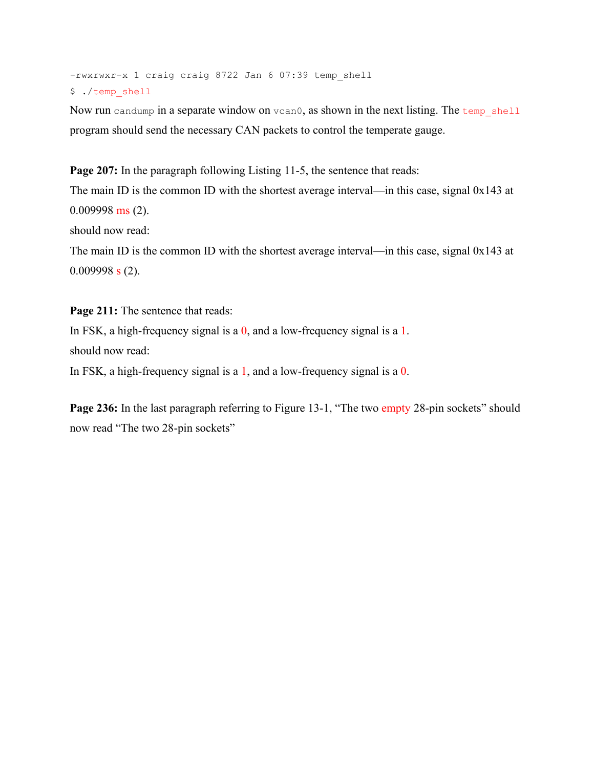```
-rwxrwxr-x 1 craig craig 8722 Jan 6 07:39 temp_shell
$ ./temp_shell
```

Now run `candump` in a separate window on `vcan0`, as shown in the next listing. The `temp_shell` program should send the necessary CAN packets to control the temperate gauge.

**Page 207:** In the paragraph following Listing 11-5, the sentence that reads:

The main ID is the common ID with the shortest average interval—in this case, signal 0x143 at 0.009998 ms (2).

should now read:

The main ID is the common ID with the shortest average interval—in this case, signal 0x143 at 0.009998 s (2).

**Page 211:** The sentence that reads:

In FSK, a high-frequency signal is a 0, and a low-frequency signal is a 1.

should now read:

In FSK, a high-frequency signal is a 1, and a low-frequency signal is a 0.

**Page 236:** In the last paragraph referring to Figure 13-1, "The two empty 28-pin sockets" should now read "The two 28-pin sockets"